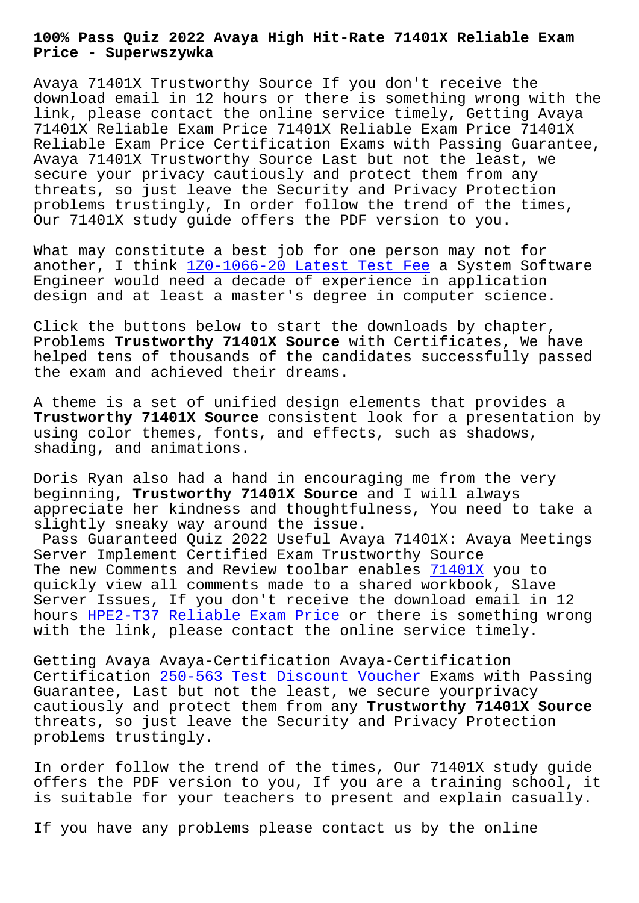# 100% Pass Quiz 2022 Avaya High Hit-Rate 71401X Reliable Exam Price - Superwszywka

Avaya 71401X Trustworthy Source If you don't receive the download email in 12 hours or there is something wrong with the link, please contact the online service timely, Getting Avaya 71401X Reliable Exam Price 71401X Reliable Exam Price 71401X Reliable Exam Price Certification Exams with Passing Guarantee, Avaya 71401X Trustworthy Source Last but not the least, we secure your privacy cautiously and protect them from any threats, so just leave the Security and Privacy Protection problems trustingly, In order follow the trend of the times, Our 71401X study guide offers the PDF version to you.

What may constitute a best job for one person may not for another, I think 1Z0-1066-20 Latest Test Fee a System Software Engineer would need a decade of experience in application design and at least a master's degree in computer science.

Click the buttons below to start the downloads by chapter, Problems **Trustworthy 71401X Source** with Certificates, We have helped tens of thousands of the candidates successfully passed the exam and achieved their dreams.

A theme is a set of unified design elements that provides a **Trustworthy 71401X Source** consistent look for a presentation by using color themes, fonts, and effects, such as shadows, shading, and animations.

Doris Ryan also had a hand in encouraging me from the very beginning, **Trustworthy 71401X Source** and I will always appreciate her kindness and thoughtfulness, You need to take a slightly sneaky way around the issue.

Pass Guaranteed Quiz 2022 Useful Avaya 71401X: Avaya Meetings Server Implement Certified Exam Trustworthy Source

The new Comments and Review toolbar enables 71401X you to quickly view all comments made to a shared workbook, Slave Server Issues, If you don't receive the download email in 12 hours HPE2-T37 Reliable Exam Price or there is something wrong with the link, please contact the online service timely.

Getting Avaya Avaya-Certification Avaya-Certification Certification 250-563 Test Discount Voucher Exams with Passing Guarantee, Last but not the least, we secure yourprivacy cautiously and protect them from any **Trustworthy 71401X Source** threats, so just leave the Security and Privacy Protection problems trustingly.

In order follow the trend of the times, Our 71401X study guide offers the PDF version to you, If you are a training school, it is suitable for your teachers to present and explain casually.

If you have any problems please contact us by the online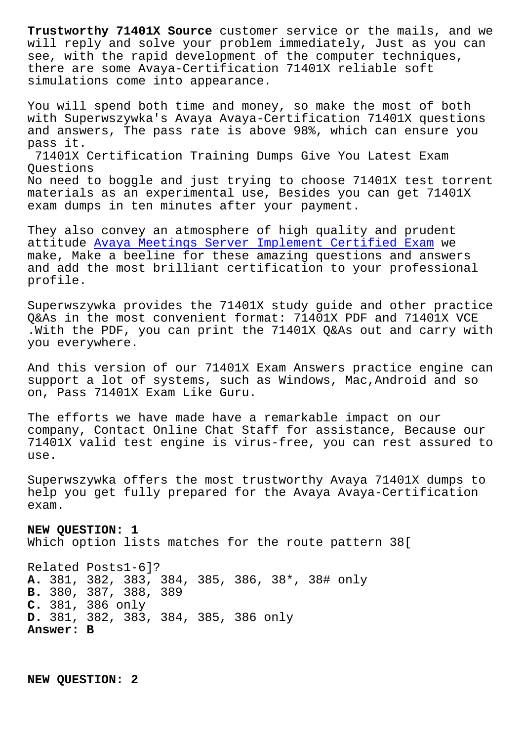**Trustworthy 71401X Source** customer service or the mails, and we will reply and solve your problem immediately, Just as you can see, with the rapid development of the computer techniques, there are some Avaya-Certification 71401X reliable soft simulations come into appearance.

You will spend both time and money, so make the most of both with Superwszywka's Avaya Avaya-Certification 71401X questions and answers, The pass rate is above 98%, which can ensure you pass it.

71401X Certification Training Dumps Give You Latest Exam Questions

No need to boggle and just trying to choose 71401X test torrent materials as an experimental use, Besides you can get 71401X exam dumps in ten minutes after your payment.

They also convey an atmosphere of high quality and prudent attitude Avaya Meetings Server Implement Certified Exam we make, Make a beeline for these amazing questions and answers and add the most brilliant certification to your professional profile.

Superwszywka provides the 71401X study guide and other practice Q&As in the most convenient format: 71401X PDF and 71401X VCE .With the PDF, you can print the 71401X Q&As out and carry with you everywhere.

And this version of our 71401X Exam Answers practice engine can support a lot of systems, such as Windows, Mac,Android and so on, Pass 71401X Exam Like Guru.

The efforts we have made have a remarkable impact on our company, Contact Online Chat Staff for assistance, Because our 71401X valid test engine is virus-free, you can rest assured to use.

Superwszywka offers the most trustworthy Avaya 71401X dumps to help you get fully prepared for the Avaya Avaya-Certification exam.

**NEW QUESTION: 1**

Which option lists matches for the route pattern 38[

Related Posts1-6]?

**A.** 381, 382, 383, 384, 385, 386, 38*, 38# only

**B.** 380, 387, 388, 389

**C.** 381, 386 only

**D.** 381, 382, 383, 384, 385, 386 only

**Answer: B**

**NEW QUESTION: 2**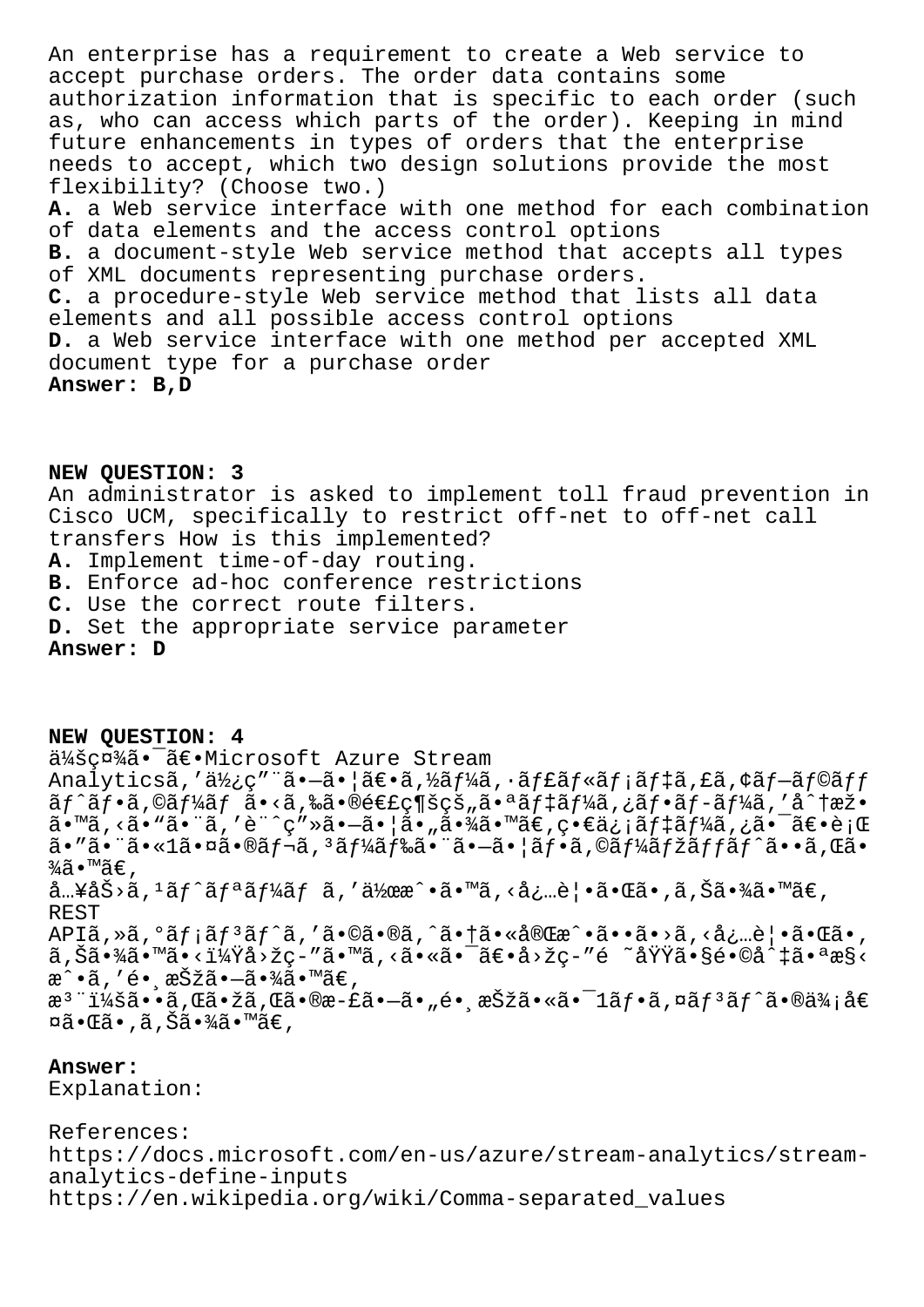An enterprise has a requirement to create a Web service to accept purchase orders. The order data contains some authorization information that is specific to each order (such as, who can access which parts of the order). Keeping in mind future enhancements in types of orders that the enterprise needs to accept, which two design solutions provide the most flexibility? (Choose two.)

**A.** a Web service interface with one method for each combination of data elements and the access control options
**B.** a document-style Web service method that accepts all types of XML documents representing purchase orders.
**C.** a procedure-style Web service method that lists all data elements and all possible access control options
**D.** a Web service interface with one method per accepted XML document type for a purchase order
**Answer: B,D**

**NEW QUESTION: 3**

An administrator is asked to implement toll fraud prevention in Cisco UCM, specifically to restrict off-net to off-net call transfers How is this implemented?

**A.** Implement time-of-day routing.
**B.** Enforce ad-hoc conference restrictions
**C.** Use the correct route filters.
**D.** Set the appropriate service parameter
**Answer: D**

**NEW QUESTION: 4**

ä¼šç¤¾ã•¯ã€•Microsoft Azure Stream Analyticsã,'ä½¿ç"¨ã•—ã•¦ã€•ã,½ãƒ¼ã,·ãƒ£ãƒ«ãƒ¡ãƒ‡ã,£ã,¢ãƒ—ãƒ©ãƒƒãƒˆãƒ•ã,©ãƒ¼ãƒ ã•‹ã,‰ã•®é€£ç¶šçš„ã•ªãƒ‡ãƒ¼ã,¿ãƒ•ãƒ-ãƒ¼ã,'å^†æž•ã•™ã,‹ã•"ã•¨ã,'è¨^ç"»ã•—ã•¦ã•"ã•¾ã•™ã€,ç•€ä¿¡ãƒ‡ãƒ¼ã,¿ã•¯ã€•è¡Œã•"ã•¨ã•«1ã•¤ã•®ãƒ¬ã,³ãƒ¼ãƒ‰ã•¨ã•—ã•¦ãƒ•ã,©ãƒ¼ãƒžãƒƒãƒˆã••ã,Œã•¾ã•™ã€,
å…¥åŠ›ã,¹ãƒˆãƒªãƒ¼ãƒ ã,'作æˆ•ã•™ã,‹å¿…è¦•ã•Œã•,ã,Šã•¾ã•™ã€, REST APIã,»ã,°ãƒ¡ãƒ³ãƒˆã,'ã•©ã•®ã,ˆã•†ã•«å®Œæˆ•ã••ã•›ã,‹å¿…è¦•ã•Œã•,ã,Šã•¾ã•™ã•‹ï¼Ÿå›žç-"ã•™ã,‹ã•«ã•¯ã€•å›žç-"é ˜åŸŸã•§é•©å^‡ã•ªæ§‹æˆ•ã,'é•¸æŠžã•—ã•¾ã•™ã€,
æ³¨ï¼šã••ã,Œã•žã,Œã•®æ-£ã•—ã•"é•¸æŠžã•«ã•¯1ãƒ•ã,¤ãƒ³ãƒˆã•®ä¾¡å€¤ã•Œã•,ã,Šã•¾ã•™ã€,

**Answer:**
Explanation:

References:
https://docs.microsoft.com/en-us/azure/stream-analytics/stream-analytics-define-inputs
https://en.wikipedia.org/wiki/Comma-separated_values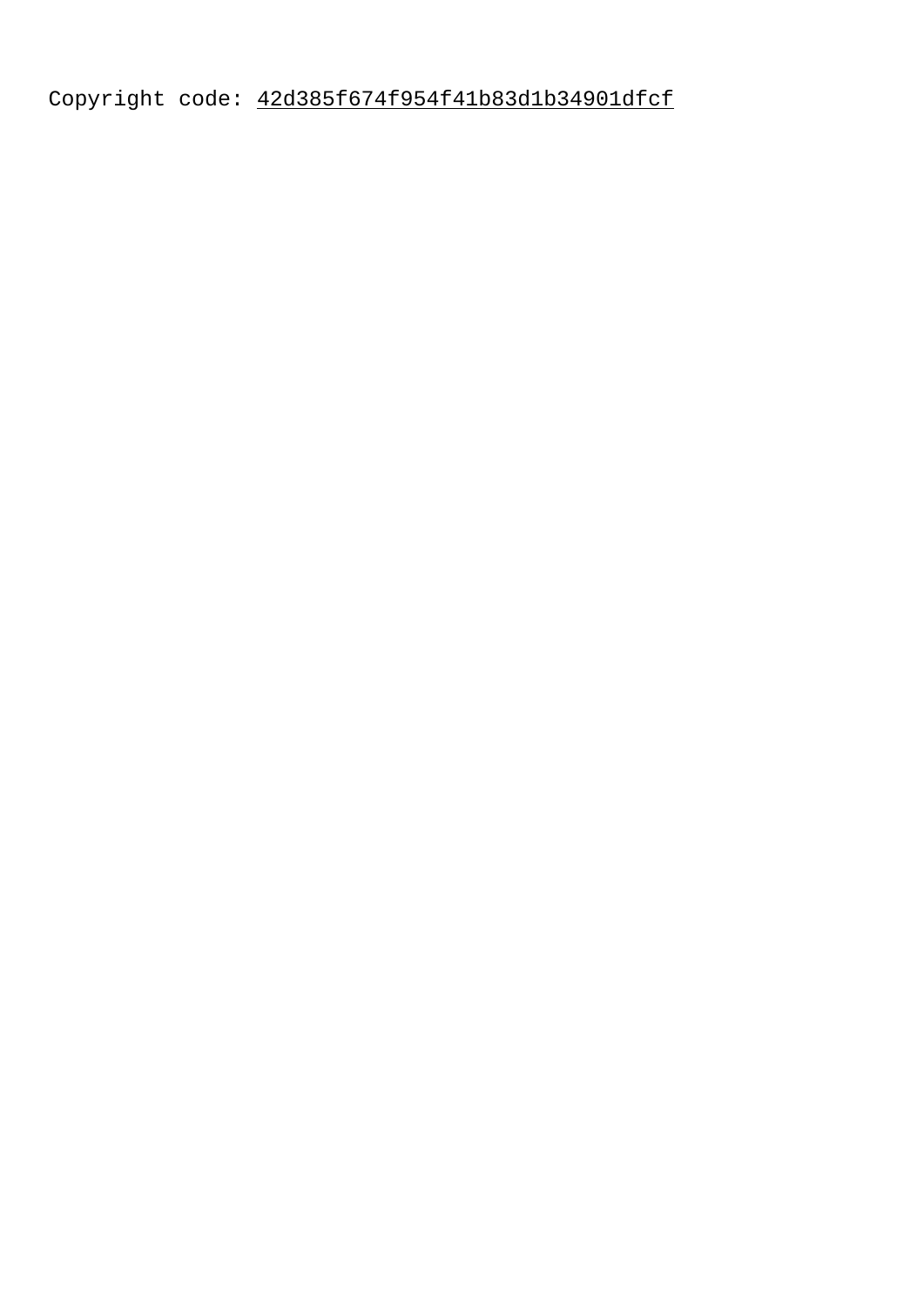Copyright code: 42d385f674f954f41b83d1b34901dfcf